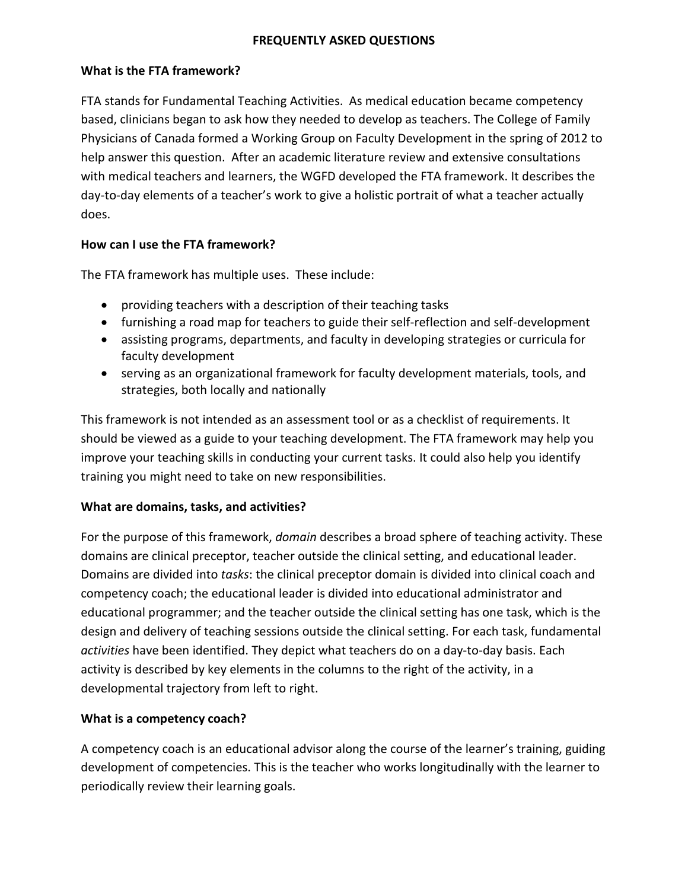# FREQUENTLY ASKED QUESTIONS

### What is the FTA framework?

FTA stands for Fundamental Teaching Activities. As medical education became competency based, clinicians began to ask how they needed to develop as teachers. The College of Family Physicians of Canada formed a Working Group on Faculty Development in the spring of 2012 to help answer this question. After an academic literature review and extensive consultations with medical teachers and learners, the WGFD developed the FTA framework. It describes the day-to-day elements of a teacher's work to give a holistic portrait of what a teacher actually does.

### How can I use the FTA framework?

The FTA framework has multiple uses. These include:

- providing teachers with a description of their teaching tasks
- furnishing a road map for teachers to guide their self-reflection and self-development
- assisting programs, departments, and faculty in developing strategies or curricula for faculty development
- serving as an organizational framework for faculty development materials, tools, and strategies, both locally and nationally

This framework is not intended as an assessment tool or as a checklist of requirements. It should be viewed as a guide to your teaching development. The FTA framework may help you improve your teaching skills in conducting your current tasks. It could also help you identify training you might need to take on new responsibilities.

### What are domains, tasks, and activities?

For the purpose of this framework, *domain* describes a broad sphere of teaching activity. These domains are clinical preceptor, teacher outside the clinical setting, and educational leader. Domains are divided into *tasks*: the clinical preceptor domain is divided into clinical coach and competency coach; the educational leader is divided into educational administrator and educational programmer; and the teacher outside the clinical setting has one task, which is the design and delivery of teaching sessions outside the clinical setting. For each task, fundamental *activities* have been identified. They depict what teachers do on a day-to-day basis. Each activity is described by key elements in the columns to the right of the activity, in a developmental trajectory from left to right.

### What is a competency coach?

A competency coach is an educational advisor along the course of the learner's training, guiding development of competencies. This is the teacher who works longitudinally with the learner to periodically review their learning goals.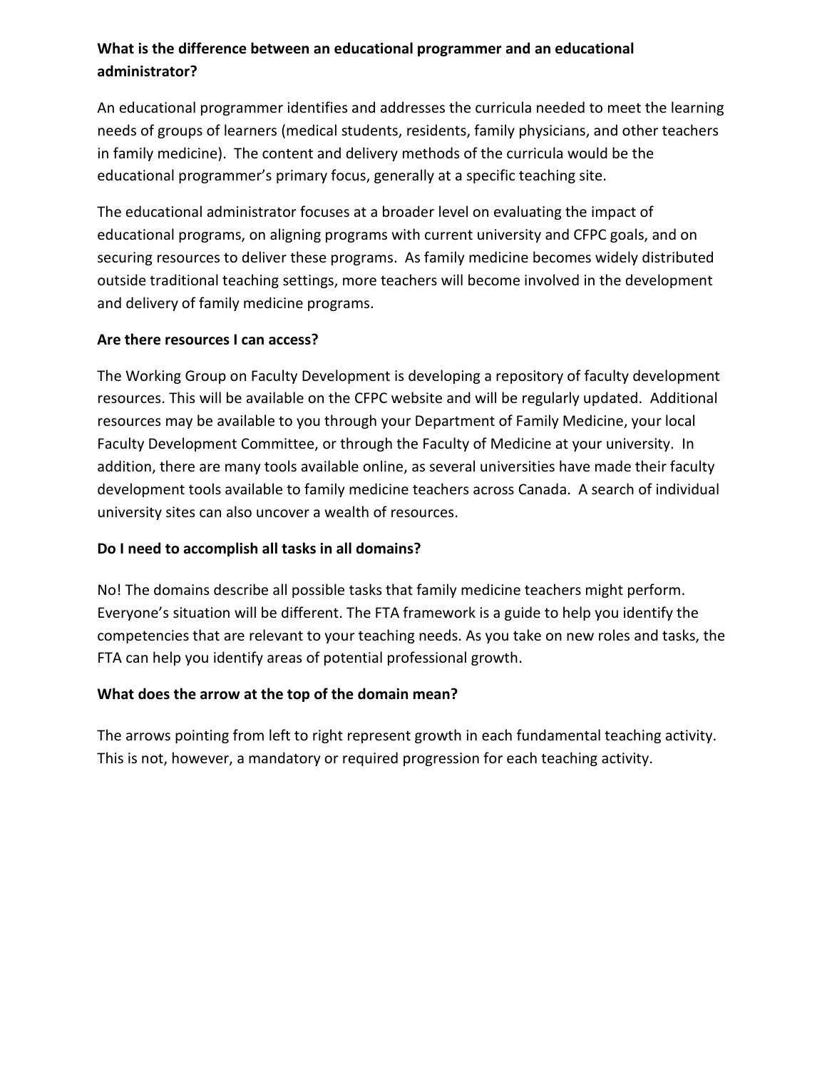**What is the difference between an educational programmer and an educational administrator?**

An educational programmer identifies and addresses the curricula needed to meet the learning needs of groups of learners (medical students, residents, family physicians, and other teachers in family medicine). The content and delivery methods of the curricula would be the educational programmer's primary focus, generally at a specific teaching site.

The educational administrator focuses at a broader level on evaluating the impact of educational programs, on aligning programs with current university and CFPC goals, and on securing resources to deliver these programs. As family medicine becomes widely distributed outside traditional teaching settings, more teachers will become involved in the development and delivery of family medicine programs.

**Are there resources I can access?**

The Working Group on Faculty Development is developing a repository of faculty development resources. This will be available on the CFPC website and will be regularly updated. Additional resources may be available to you through your Department of Family Medicine, your local Faculty Development Committee, or through the Faculty of Medicine at your university. In addition, there are many tools available online, as several universities have made their faculty development tools available to family medicine teachers across Canada. A search of individual university sites can also uncover a wealth of resources.

**Do I need to accomplish all tasks in all domains?**

No! The domains describe all possible tasks that family medicine teachers might perform. Everyone's situation will be different. The FTA framework is a guide to help you identify the competencies that are relevant to your teaching needs. As you take on new roles and tasks, the FTA can help you identify areas of potential professional growth.

**What does the arrow at the top of the domain mean?**

The arrows pointing from left to right represent growth in each fundamental teaching activity. This is not, however, a mandatory or required progression for each teaching activity.